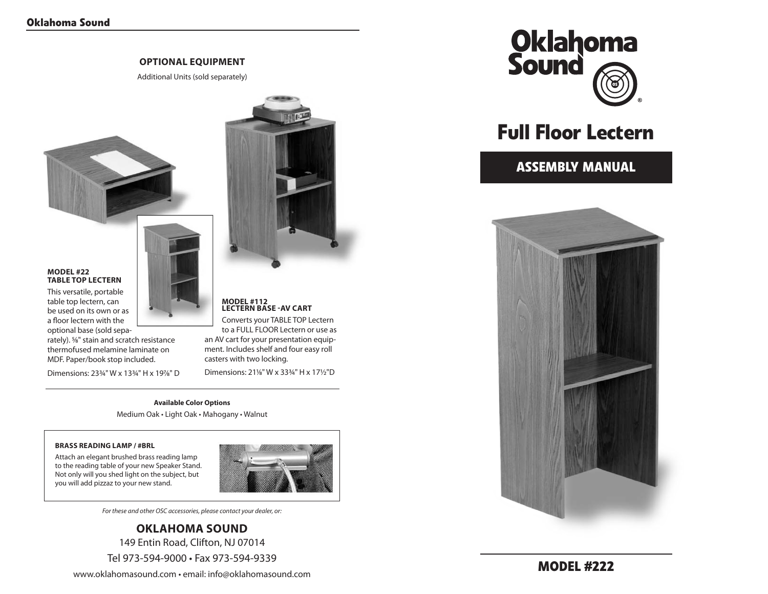## OPTIONAL EQUIPMENT

Additional Units (sold separately)

**MODEL #22**
**TABLE TOP LECTERN**

This versatile, portable table top lectern, can be used on its own or as a floor lectern with the optional base (sold separately). ⅝" stain and scratch resistance thermofused melamine laminate on MDF. Paper/book stop included.

Dimensions: 23¾" W x 13¾" H x 19⅞" D

**MODEL #112**
**LECTERN BASE -AV CART**

Converts your TABLE TOP Lectern to a FULL FLOOR Lectern or use as an AV cart for your presentation equipment. Includes shelf and four easy roll casters with two locking.

Dimensions: 21⅛" W x 33¾" H x 17½"D

**Available Color Options**

Medium Oak • Light Oak • Mahogany • Walnut

**BRASS READING LAMP / #BRL**

Attach an elegant brushed brass reading lamp to the reading table of your new Speaker Stand. Not only will you shed light on the subject, but you will add pizzaz to your new stand.

*For these and other OSC accessories, please contact your dealer, or:*

**OKLAHOMA SOUND**

149 Entin Road, Clifton, NJ 07014

Tel 973-594-9000 • Fax 973-594-9339

www.oklahomasound.com • email: info@oklahomasound.com

# Oklahoma Sound

# Full Floor Lectern

## ASSEMBLY MANUAL

## MODEL #222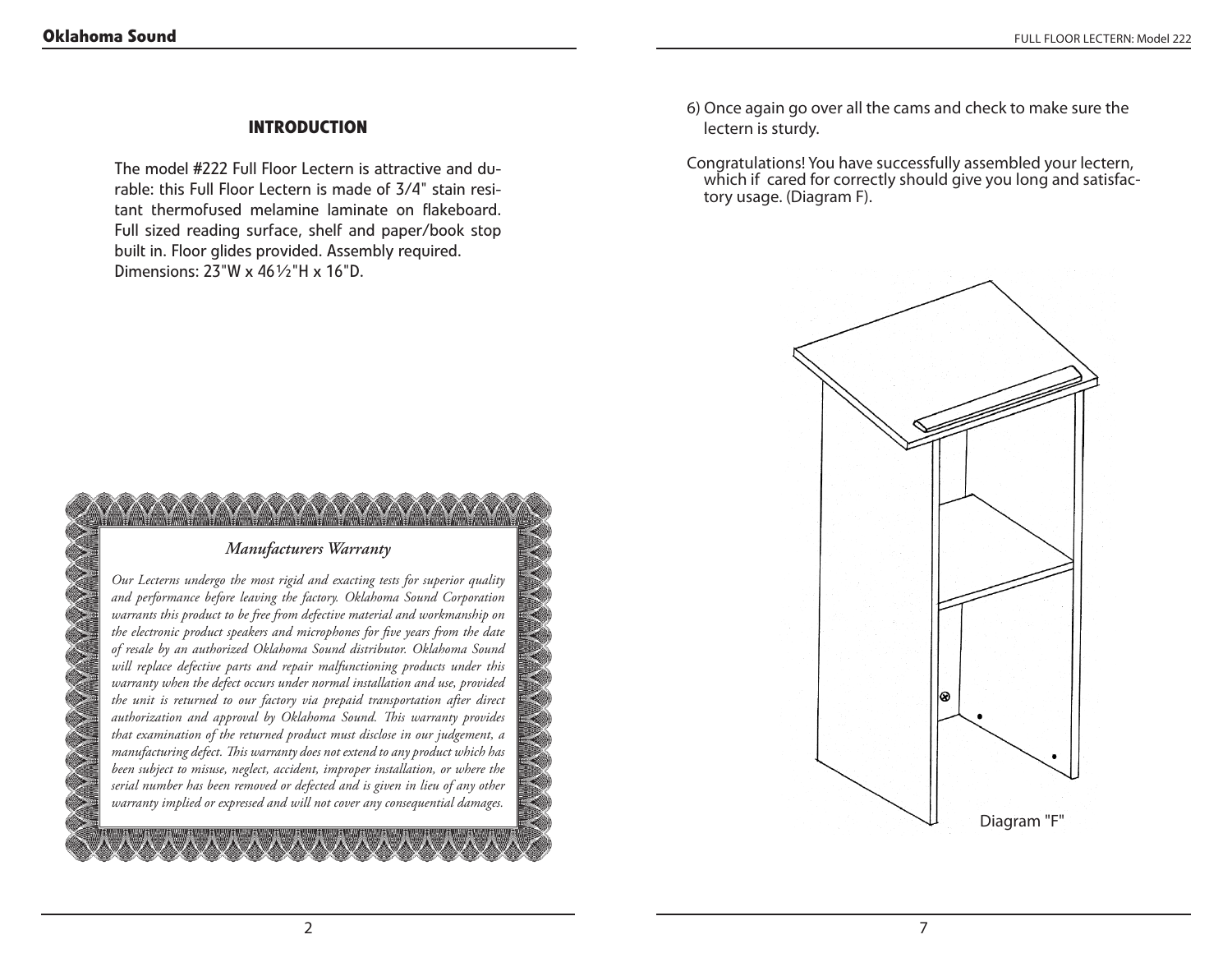## INTRODUCTION

The model #222 Full Floor Lectern is attractive and durable: this Full Floor Lectern is made of 3/4" stain resitant thermofused melamine laminate on flakeboard. Full sized reading surface, shelf and paper/book stop built in. Floor glides provided. Assembly required. Dimensions: 23"W x 46½"H x 16"D.

### *Manufacturers Warranty*

*Our Lecterns undergo the most rigid and exacting tests for superior quality and performance before leaving the factory. Oklahoma Sound Corporation warrants this product to be free from defective material and workmanship on the electronic product speakers and microphones for five years from the date of resale by an authorized Oklahoma Sound distributor. Oklahoma Sound will replace defective parts and repair malfunctioning products under this warranty when the defect occurs under normal installation and use, provided the unit is returned to our factory via prepaid transportation after direct authorization and approval by Oklahoma Sound. This warranty provides that examination of the returned product must disclose in our judgement, a manufacturing defect. This warranty does not extend to any product which has been subject to misuse, neglect, accident, improper installation, or where the serial number has been removed or defected and is given in lieu of any other warranty implied or expressed and will not cover any consequential damages.*

6) Once again go over all the cams and check to make sure the lectern is sturdy.

Congratulations! You have successfully assembled your lectern, which if cared for correctly should give you long and satisfactory usage. (Diagram F).

Diagram "F"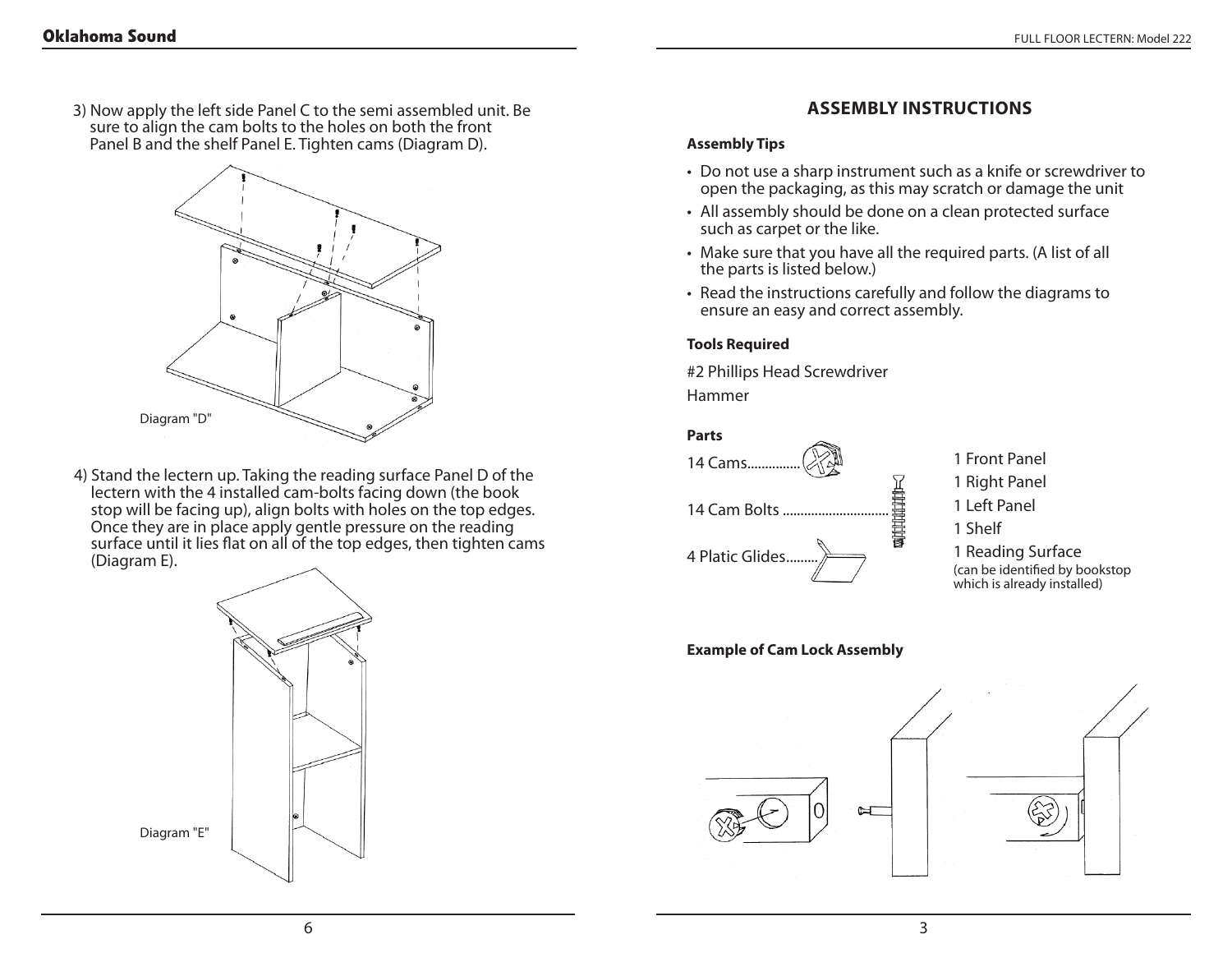3) Now apply the left side Panel C to the semi assembled unit. Be sure to align the cam bolts to the holes on both the front Panel B and the shelf Panel E. Tighten cams (Diagram D).

Diagram "D"

4) Stand the lectern up. Taking the reading surface Panel D of the lectern with the 4 installed cam-bolts facing down (the book stop will be facing up), align bolts with holes on the top edges. Once they are in place apply gentle pressure on the reading surface until it lies flat on all of the top edges, then tighten cams (Diagram E).

Diagram "E"

## ASSEMBLY INSTRUCTIONS

**Assembly Tips**

- Do not use a sharp instrument such as a knife or screwdriver to open the packaging, as this may scratch or damage the unit
- All assembly should be done on a clean protected surface such as carpet or the like.
- Make sure that you have all the required parts. (A list of all the parts is listed below.)
- Read the instructions carefully and follow the diagrams to ensure an easy and correct assembly.

**Tools Required**

#2 Phillips Head Screwdriver

Hammer

**Parts**

14 Cams...............

14 Cam Bolts .............................

4 Platic Glides.........

1 Front Panel

1 Right Panel

1 Left Panel

1 Shelf

1 Reading Surface
(can be identified by bookstop which is already installed)

**Example of Cam Lock Assembly**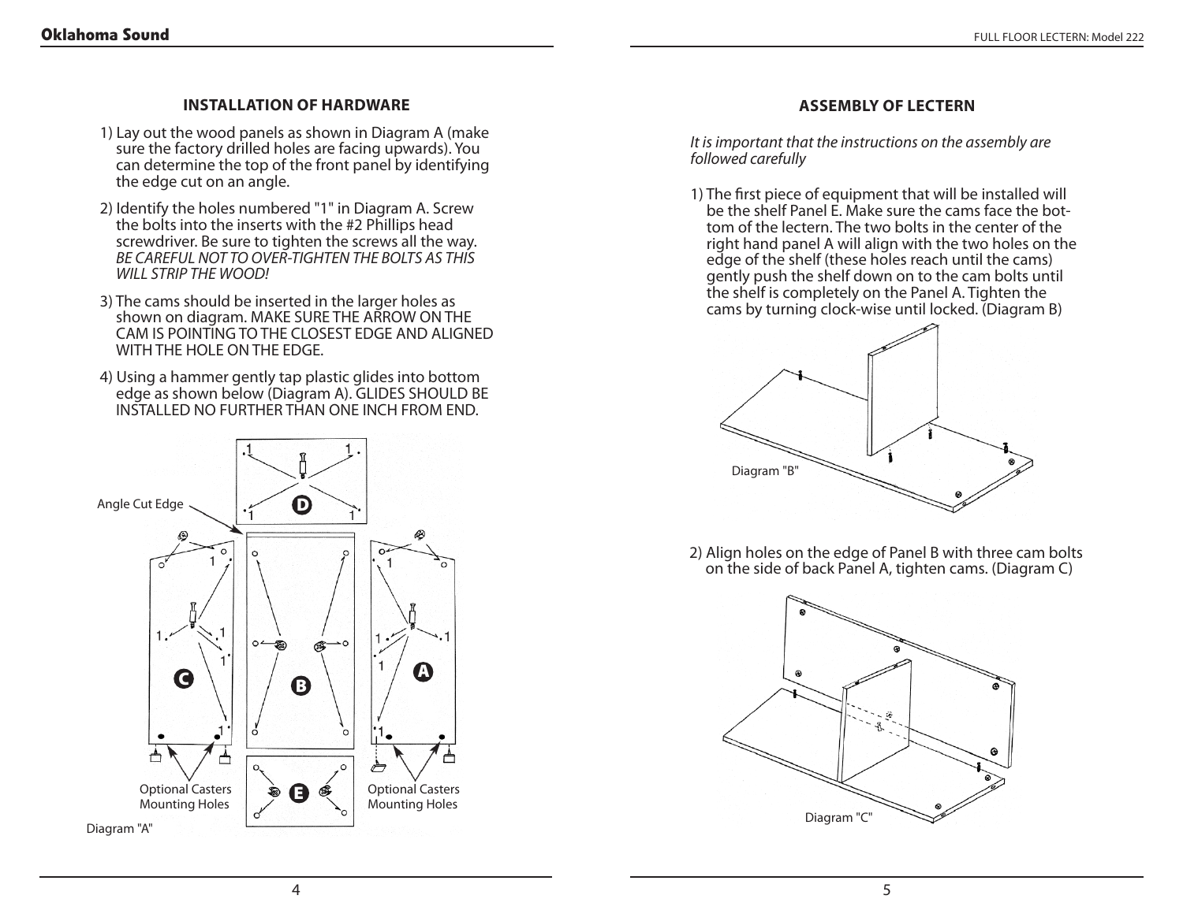## INSTALLATION OF HARDWARE

1) Lay out the wood panels as shown in Diagram A (make sure the factory drilled holes are facing upwards). You can determine the top of the front panel by identifying the edge cut on an angle.

2) Identify the holes numbered "1" in Diagram A. Screw the bolts into the inserts with the #2 Phillips head screwdriver. Be sure to tighten the screws all the way. *BE CAREFUL NOT TO OVER-TIGHTEN THE BOLTS AS THIS WILL STRIP THE WOOD!*

3) The cams should be inserted in the larger holes as shown on diagram. MAKE SURE THE ARROW ON THE CAM IS POINTING TO THE CLOSEST EDGE AND ALIGNED WITH THE HOLE ON THE EDGE.

4) Using a hammer gently tap plastic glides into bottom edge as shown below (Diagram A). GLIDES SHOULD BE INSTALLED NO FURTHER THAN ONE INCH FROM END.

Angle Cut Edge

D

C

B

A

E

Optional Casters Mounting Holes

Optional Casters Mounting Holes

Diagram "A"

## ASSEMBLY OF LECTERN

*It is important that the instructions on the assembly are followed carefully*

1) The first piece of equipment that will be installed will be the shelf Panel E. Make sure the cams face the bottom of the lectern. The two bolts in the center of the right hand panel A will align with the two holes on the edge of the shelf (these holes reach until the cams) gently push the shelf down on to the cam bolts until the shelf is completely on the Panel A. Tighten the cams by turning clock-wise until locked. (Diagram B)

Diagram "B"

2) Align holes on the edge of Panel B with three cam bolts on the side of back Panel A, tighten cams. (Diagram C)

Diagram "C"